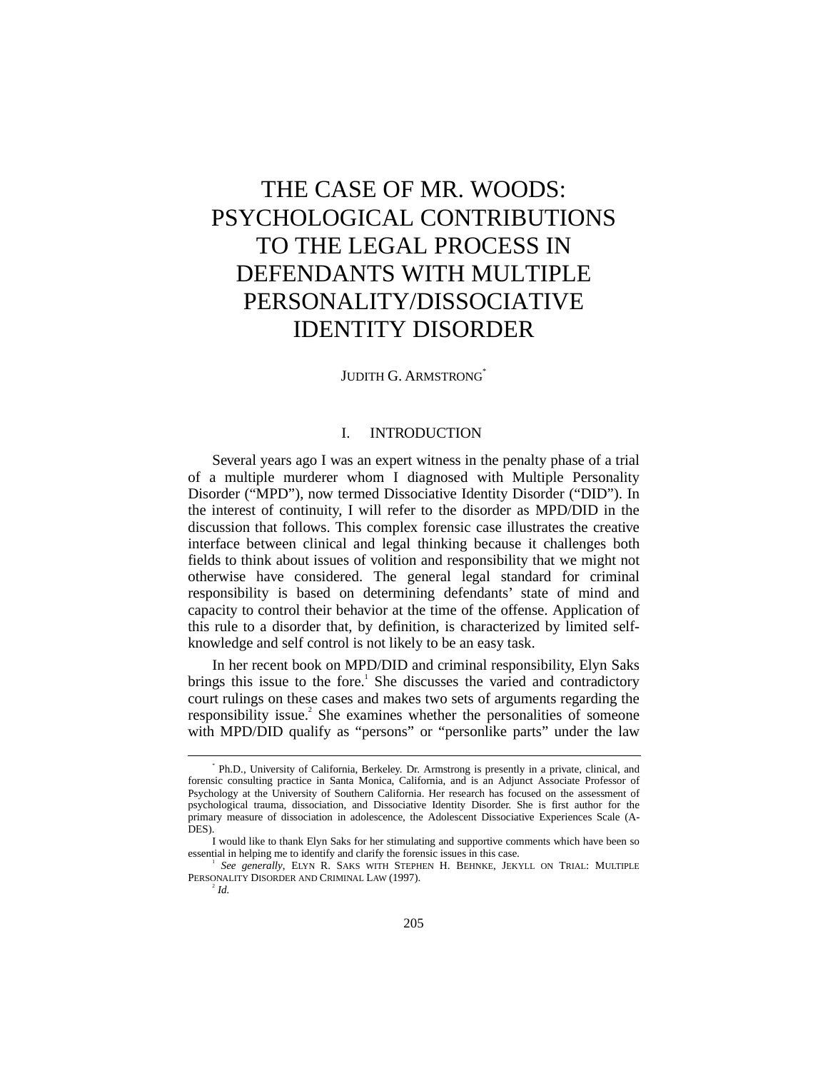# THE CASE OF MR. WOODS: PSYCHOLOGICAL CONTRIBUTIONS TO THE LEGAL PROCESS IN DEFENDANTS WITH MULTIPLE PERSONALITY/DISSOCIATIVE IDENTITY DISORDER

JUDITH G. ARMSTRONG[*]

## I. INTRODUCTION

Several years ago I was an expert witness in the penalty phase of a trial of a multiple murderer whom I diagnosed with Multiple Personality Disorder ("MPD"), now termed Dissociative Identity Disorder ("DID"). In the interest of continuity, I will refer to the disorder as MPD/DID in the discussion that follows. This complex forensic case illustrates the creative interface between clinical and legal thinking because it challenges both fields to think about issues of volition and responsibility that we might not otherwise have considered. The general legal standard for criminal responsibility is based on determining defendants' state of mind and capacity to control their behavior at the time of the offense. Application of this rule to a disorder that, by definition, is characterized by limited self-knowledge and self control is not likely to be an easy task.

In her recent book on MPD/DID and criminal responsibility, Elyn Saks brings this issue to the fore.[1] She discusses the varied and contradictory court rulings on these cases and makes two sets of arguments regarding the responsibility issue.[2] She examines whether the personalities of someone with MPD/DID qualify as "persons" or "personlike parts" under the law

---

[*] Ph.D., University of California, Berkeley. Dr. Armstrong is presently in a private, clinical, and forensic consulting practice in Santa Monica, California, and is an Adjunct Associate Professor of Psychology at the University of Southern California. Her research has focused on the assessment of psychological trauma, dissociation, and Dissociative Identity Disorder. She is first author for the primary measure of dissociation in adolescence, the Adolescent Dissociative Experiences Scale (A-DES).

I would like to thank Elyn Saks for her stimulating and supportive comments which have been so essential in helping me to identify and clarify the forensic issues in this case.

[1] *See generally*, ELYN R. SAKS WITH STEPHEN H. BEHNKE, JEKYLL ON TRIAL: MULTIPLE PERSONALITY DISORDER AND CRIMINAL LAW (1997).

[2] *Id.*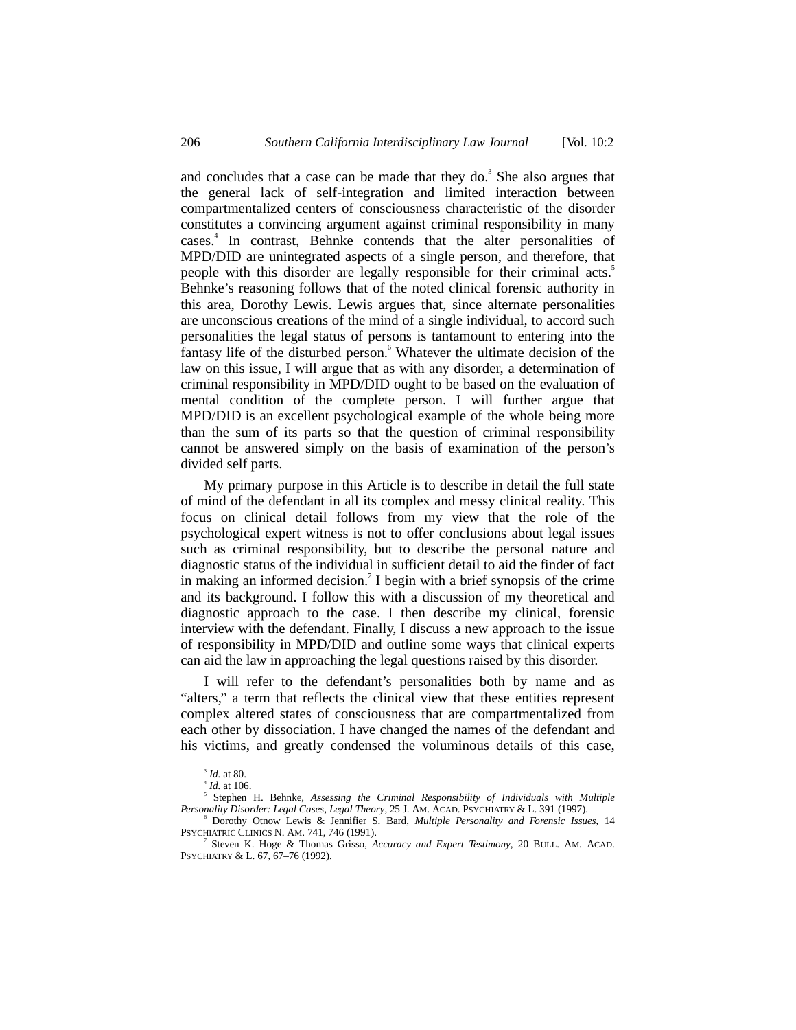and concludes that a case can be made that they do.[3] She also argues that the general lack of self-integration and limited interaction between compartmentalized centers of consciousness characteristic of the disorder constitutes a convincing argument against criminal responsibility in many cases.[4] In contrast, Behnke contends that the alter personalities of MPD/DID are unintegrated aspects of a single person, and therefore, that people with this disorder are legally responsible for their criminal acts.[5] Behnke's reasoning follows that of the noted clinical forensic authority in this area, Dorothy Lewis. Lewis argues that, since alternate personalities are unconscious creations of the mind of a single individual, to accord such personalities the legal status of persons is tantamount to entering into the fantasy life of the disturbed person.[6] Whatever the ultimate decision of the law on this issue, I will argue that as with any disorder, a determination of criminal responsibility in MPD/DID ought to be based on the evaluation of mental condition of the complete person. I will further argue that MPD/DID is an excellent psychological example of the whole being more than the sum of its parts so that the question of criminal responsibility cannot be answered simply on the basis of examination of the person's divided self parts.

My primary purpose in this Article is to describe in detail the full state of mind of the defendant in all its complex and messy clinical reality. This focus on clinical detail follows from my view that the role of the psychological expert witness is not to offer conclusions about legal issues such as criminal responsibility, but to describe the personal nature and diagnostic status of the individual in sufficient detail to aid the finder of fact in making an informed decision.[7] I begin with a brief synopsis of the crime and its background. I follow this with a discussion of my theoretical and diagnostic approach to the case. I then describe my clinical, forensic interview with the defendant. Finally, I discuss a new approach to the issue of responsibility in MPD/DID and outline some ways that clinical experts can aid the law in approaching the legal questions raised by this disorder.

I will refer to the defendant's personalities both by name and as "alters," a term that reflects the clinical view that these entities represent complex altered states of consciousness that are compartmentalized from each other by dissociation. I have changed the names of the defendant and his victims, and greatly condensed the voluminous details of this case,

---

[3] *Id.* at 80.

[4] *Id.* at 106.

[5] Stephen H. Behnke, *Assessing the Criminal Responsibility of Individuals with Multiple Personality Disorder: Legal Cases, Legal Theory*, 25 J. AM. ACAD. PSYCHIATRY & L. 391 (1997).

[6] Dorothy Otnow Lewis & Jennifier S. Bard, *Multiple Personality and Forensic Issues*, 14 PSYCHIATRIC CLINICS N. AM. 741, 746 (1991).

[7] Steven K. Hoge & Thomas Grisso, *Accuracy and Expert Testimony*, 20 BULL. AM. ACAD. PSYCHIATRY & L. 67, 67–76 (1992).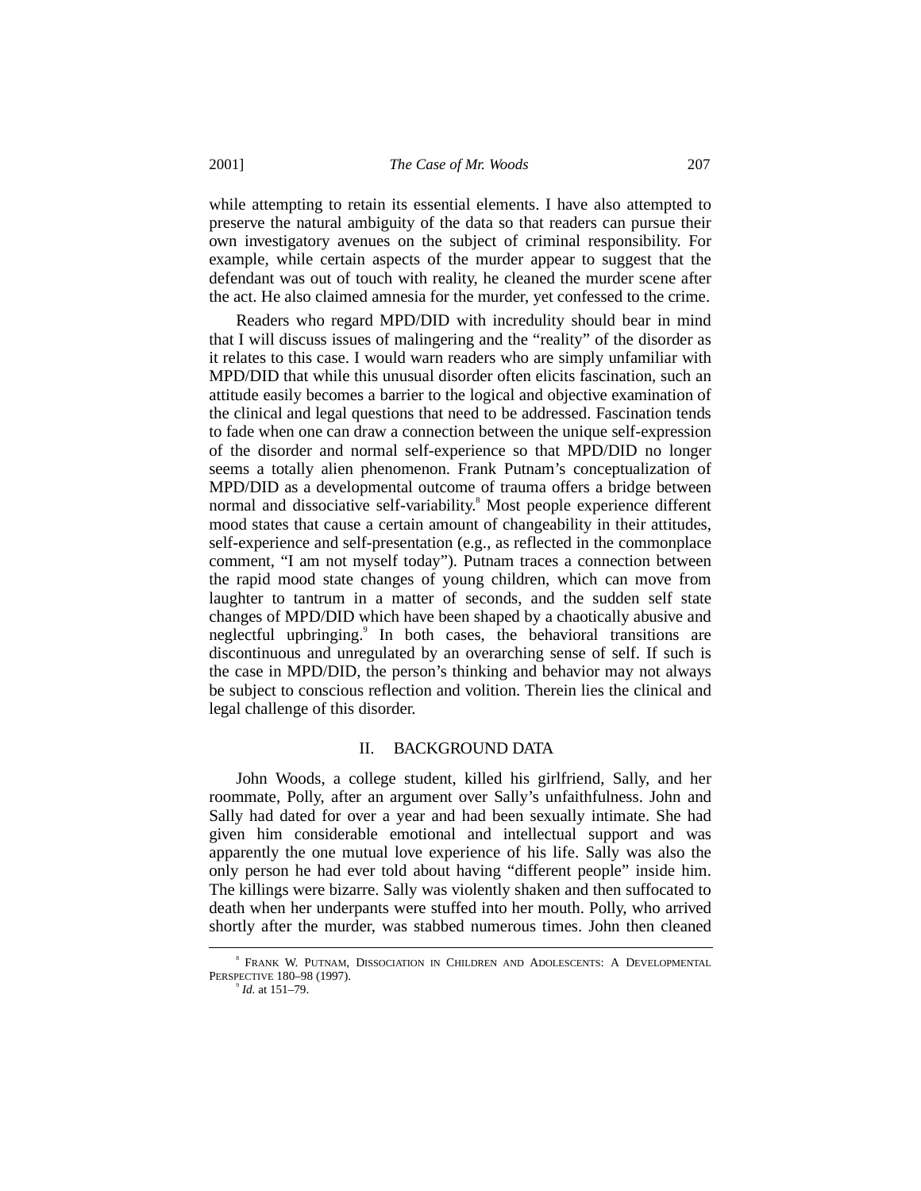while attempting to retain its essential elements. I have also attempted to preserve the natural ambiguity of the data so that readers can pursue their own investigatory avenues on the subject of criminal responsibility. For example, while certain aspects of the murder appear to suggest that the defendant was out of touch with reality, he cleaned the murder scene after the act. He also claimed amnesia for the murder, yet confessed to the crime.

Readers who regard MPD/DID with incredulity should bear in mind that I will discuss issues of malingering and the "reality" of the disorder as it relates to this case. I would warn readers who are simply unfamiliar with MPD/DID that while this unusual disorder often elicits fascination, such an attitude easily becomes a barrier to the logical and objective examination of the clinical and legal questions that need to be addressed. Fascination tends to fade when one can draw a connection between the unique self-expression of the disorder and normal self-experience so that MPD/DID no longer seems a totally alien phenomenon. Frank Putnam's conceptualization of MPD/DID as a developmental outcome of trauma offers a bridge between normal and dissociative self-variability.[8] Most people experience different mood states that cause a certain amount of changeability in their attitudes, self-experience and self-presentation (e.g., as reflected in the commonplace comment, "I am not myself today"). Putnam traces a connection between the rapid mood state changes of young children, which can move from laughter to tantrum in a matter of seconds, and the sudden self state changes of MPD/DID which have been shaped by a chaotically abusive and neglectful upbringing.[9] In both cases, the behavioral transitions are discontinuous and unregulated by an overarching sense of self. If such is the case in MPD/DID, the person's thinking and behavior may not always be subject to conscious reflection and volition. Therein lies the clinical and legal challenge of this disorder.

## II. BACKGROUND DATA

John Woods, a college student, killed his girlfriend, Sally, and her roommate, Polly, after an argument over Sally's unfaithfulness. John and Sally had dated for over a year and had been sexually intimate. She had given him considerable emotional and intellectual support and was apparently the one mutual love experience of his life. Sally was also the only person he had ever told about having "different people" inside him. The killings were bizarre. Sally was violently shaken and then suffocated to death when her underpants were stuffed into her mouth. Polly, who arrived shortly after the murder, was stabbed numerous times. John then cleaned

---

[8] FRANK W. PUTNAM, DISSOCIATION IN CHILDREN AND ADOLESCENTS: A DEVELOPMENTAL PERSPECTIVE 180–98 (1997).

[9] *Id.* at 151–79.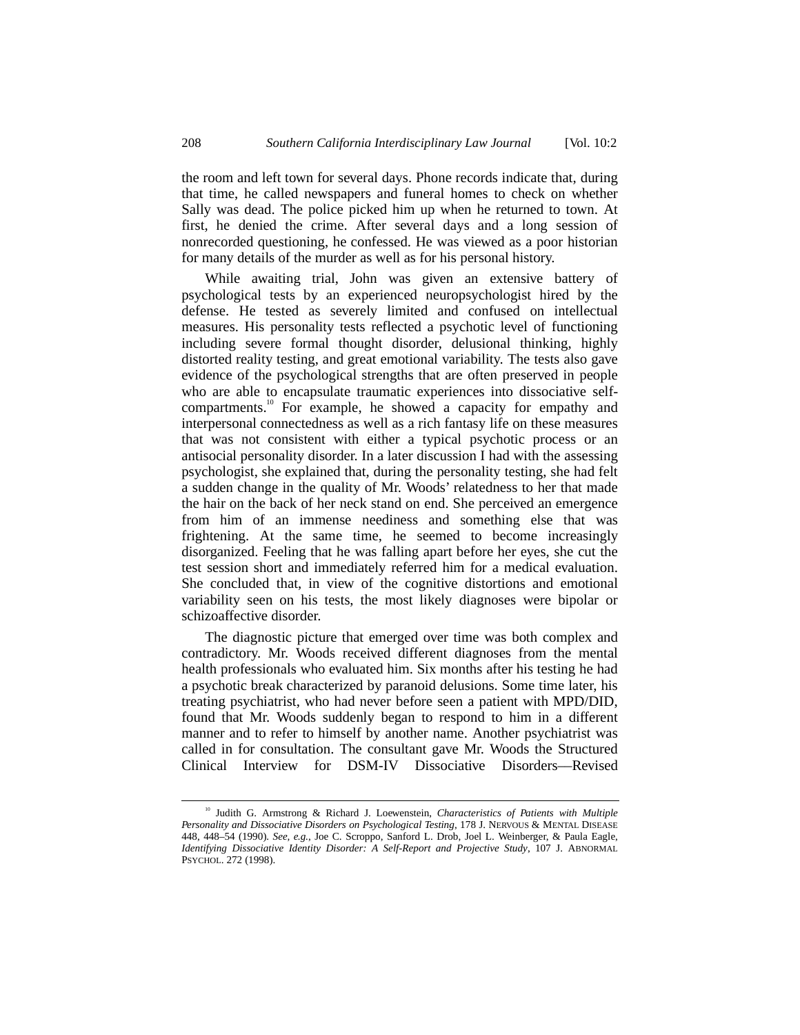the room and left town for several days. Phone records indicate that, during that time, he called newspapers and funeral homes to check on whether Sally was dead. The police picked him up when he returned to town. At first, he denied the crime. After several days and a long session of nonrecorded questioning, he confessed. He was viewed as a poor historian for many details of the murder as well as for his personal history.

While awaiting trial, John was given an extensive battery of psychological tests by an experienced neuropsychologist hired by the defense. He tested as severely limited and confused on intellectual measures. His personality tests reflected a psychotic level of functioning including severe formal thought disorder, delusional thinking, highly distorted reality testing, and great emotional variability. The tests also gave evidence of the psychological strengths that are often preserved in people who are able to encapsulate traumatic experiences into dissociative self-compartments.[10] For example, he showed a capacity for empathy and interpersonal connectedness as well as a rich fantasy life on these measures that was not consistent with either a typical psychotic process or an antisocial personality disorder. In a later discussion I had with the assessing psychologist, she explained that, during the personality testing, she had felt a sudden change in the quality of Mr. Woods' relatedness to her that made the hair on the back of her neck stand on end. She perceived an emergence from him of an immense neediness and something else that was frightening. At the same time, he seemed to become increasingly disorganized. Feeling that he was falling apart before her eyes, she cut the test session short and immediately referred him for a medical evaluation. She concluded that, in view of the cognitive distortions and emotional variability seen on his tests, the most likely diagnoses were bipolar or schizoaffective disorder.

The diagnostic picture that emerged over time was both complex and contradictory. Mr. Woods received different diagnoses from the mental health professionals who evaluated him. Six months after his testing he had a psychotic break characterized by paranoid delusions. Some time later, his treating psychiatrist, who had never before seen a patient with MPD/DID, found that Mr. Woods suddenly began to respond to him in a different manner and to refer to himself by another name. Another psychiatrist was called in for consultation. The consultant gave Mr. Woods the Structured Clinical Interview for DSM-IV Dissociative Disorders—Revised

---

[10] Judith G. Armstrong & Richard J. Loewenstein, *Characteristics of Patients with Multiple Personality and Dissociative Disorders on Psychological Testing*, 178 J. NERVOUS & MENTAL DISEASE 448, 448–54 (1990). *See, e.g.*, Joe C. Scroppo, Sanford L. Drob, Joel L. Weinberger, & Paula Eagle, *Identifying Dissociative Identity Disorder: A Self-Report and Projective Study*, 107 J. ABNORMAL PSYCHOL. 272 (1998).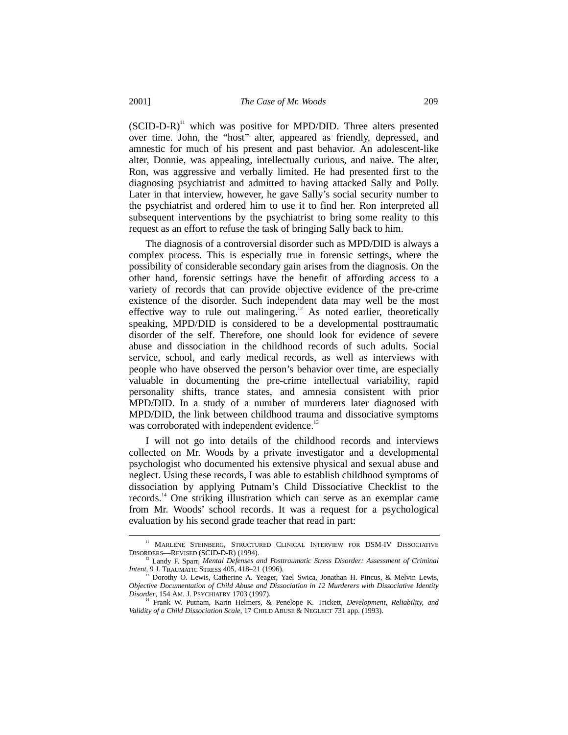(SCID-D-R)[11] which was positive for MPD/DID. Three alters presented over time. John, the "host" alter, appeared as friendly, depressed, and amnestic for much of his present and past behavior. An adolescent-like alter, Donnie, was appealing, intellectually curious, and naive. The alter, Ron, was aggressive and verbally limited. He had presented first to the diagnosing psychiatrist and admitted to having attacked Sally and Polly. Later in that interview, however, he gave Sally's social security number to the psychiatrist and ordered him to use it to find her. Ron interpreted all subsequent interventions by the psychiatrist to bring some reality to this request as an effort to refuse the task of bringing Sally back to him.

The diagnosis of a controversial disorder such as MPD/DID is always a complex process. This is especially true in forensic settings, where the possibility of considerable secondary gain arises from the diagnosis. On the other hand, forensic settings have the benefit of affording access to a variety of records that can provide objective evidence of the pre-crime existence of the disorder. Such independent data may well be the most effective way to rule out malingering.[12] As noted earlier, theoretically speaking, MPD/DID is considered to be a developmental posttraumatic disorder of the self. Therefore, one should look for evidence of severe abuse and dissociation in the childhood records of such adults. Social service, school, and early medical records, as well as interviews with people who have observed the person's behavior over time, are especially valuable in documenting the pre-crime intellectual variability, rapid personality shifts, trance states, and amnesia consistent with prior MPD/DID. In a study of a number of murderers later diagnosed with MPD/DID, the link between childhood trauma and dissociative symptoms was corroborated with independent evidence.[13]

I will not go into details of the childhood records and interviews collected on Mr. Woods by a private investigator and a developmental psychologist who documented his extensive physical and sexual abuse and neglect. Using these records, I was able to establish childhood symptoms of dissociation by applying Putnam's Child Dissociative Checklist to the records.[14] One striking illustration which can serve as an exemplar came from Mr. Woods' school records. It was a request for a psychological evaluation by his second grade teacher that read in part:

---

[11] MARLENE STEINBERG, STRUCTURED CLINICAL INTERVIEW FOR DSM-IV DISSOCIATIVE DISORDERS—REVISED (SCID-D-R) (1994).

[12] Landy F. Sparr, *Mental Defenses and Posttraumatic Stress Disorder: Assessment of Criminal Intent*, 9 J. TRAUMATIC STRESS 405, 418–21 (1996).

[13] Dorothy O. Lewis, Catherine A. Yeager, Yael Swica, Jonathan H. Pincus, & Melvin Lewis, *Objective Documentation of Child Abuse and Dissociation in 12 Murderers with Dissociative Identity Disorder*, 154 AM. J. PSYCHIATRY 1703 (1997).

[14] Frank W. Putnam, Karin Helmers, & Penelope K. Trickett, *Development, Reliability, and Validity of a Child Dissociation Scale*, 17 CHILD ABUSE & NEGLECT 731 app. (1993).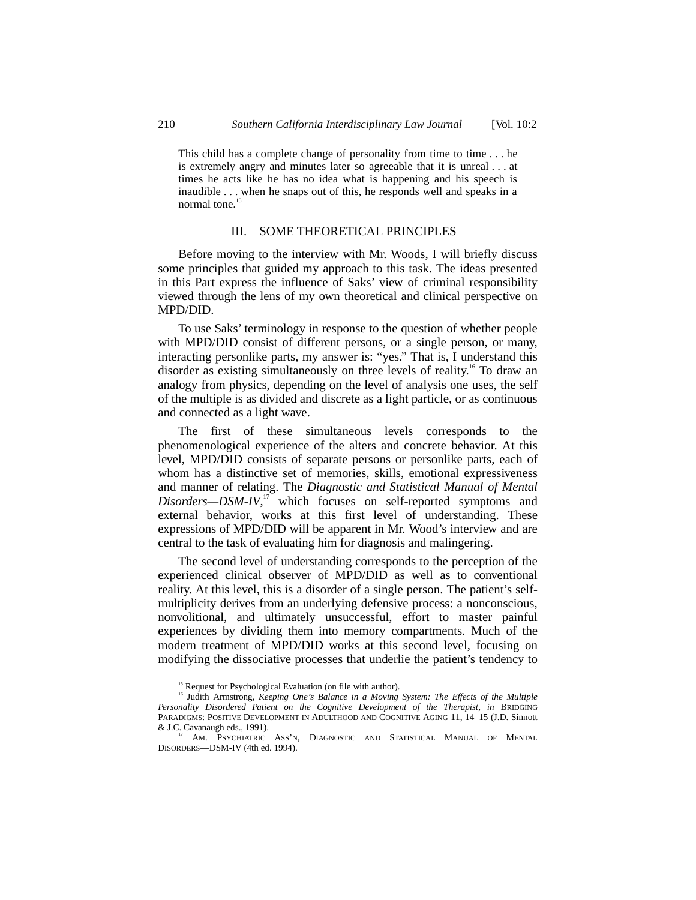> This child has a complete change of personality from time to time . . . he is extremely angry and minutes later so agreeable that it is unreal . . . at times he acts like he has no idea what is happening and his speech is inaudible . . . when he snaps out of this, he responds well and speaks in a normal tone.[15]

## III. SOME THEORETICAL PRINCIPLES

Before moving to the interview with Mr. Woods, I will briefly discuss some principles that guided my approach to this task. The ideas presented in this Part express the influence of Saks' view of criminal responsibility viewed through the lens of my own theoretical and clinical perspective on MPD/DID.

To use Saks' terminology in response to the question of whether people with MPD/DID consist of different persons, or a single person, or many, interacting personlike parts, my answer is: "yes." That is, I understand this disorder as existing simultaneously on three levels of reality.[16] To draw an analogy from physics, depending on the level of analysis one uses, the self of the multiple is as divided and discrete as a light particle, or as continuous and connected as a light wave.

The first of these simultaneous levels corresponds to the phenomenological experience of the alters and concrete behavior. At this level, MPD/DID consists of separate persons or personlike parts, each of whom has a distinctive set of memories, skills, emotional expressiveness and manner of relating. The *Diagnostic and Statistical Manual of Mental Disorders—DSM-IV*,[17] which focuses on self-reported symptoms and external behavior, works at this first level of understanding. These expressions of MPD/DID will be apparent in Mr. Wood's interview and are central to the task of evaluating him for diagnosis and malingering.

The second level of understanding corresponds to the perception of the experienced clinical observer of MPD/DID as well as to conventional reality. At this level, this is a disorder of a single person. The patient's self-multiplicity derives from an underlying defensive process: a nonconscious, nonvolitional, and ultimately unsuccessful, effort to master painful experiences by dividing them into memory compartments. Much of the modern treatment of MPD/DID works at this second level, focusing on modifying the dissociative processes that underlie the patient's tendency to

---

[15] Request for Psychological Evaluation (on file with author).

[16] Judith Armstrong, *Keeping One's Balance in a Moving System: The Effects of the Multiple Personality Disordered Patient on the Cognitive Development of the Therapist*, *in* BRIDGING PARADIGMS: POSITIVE DEVELOPMENT IN ADULTHOOD AND COGNITIVE AGING 11, 14–15 (J.D. Sinnott & J.C. Cavanaugh eds., 1991).

[17] AM. PSYCHIATRIC ASS'N, DIAGNOSTIC AND STATISTICAL MANUAL OF MENTAL DISORDERS—DSM-IV (4th ed. 1994).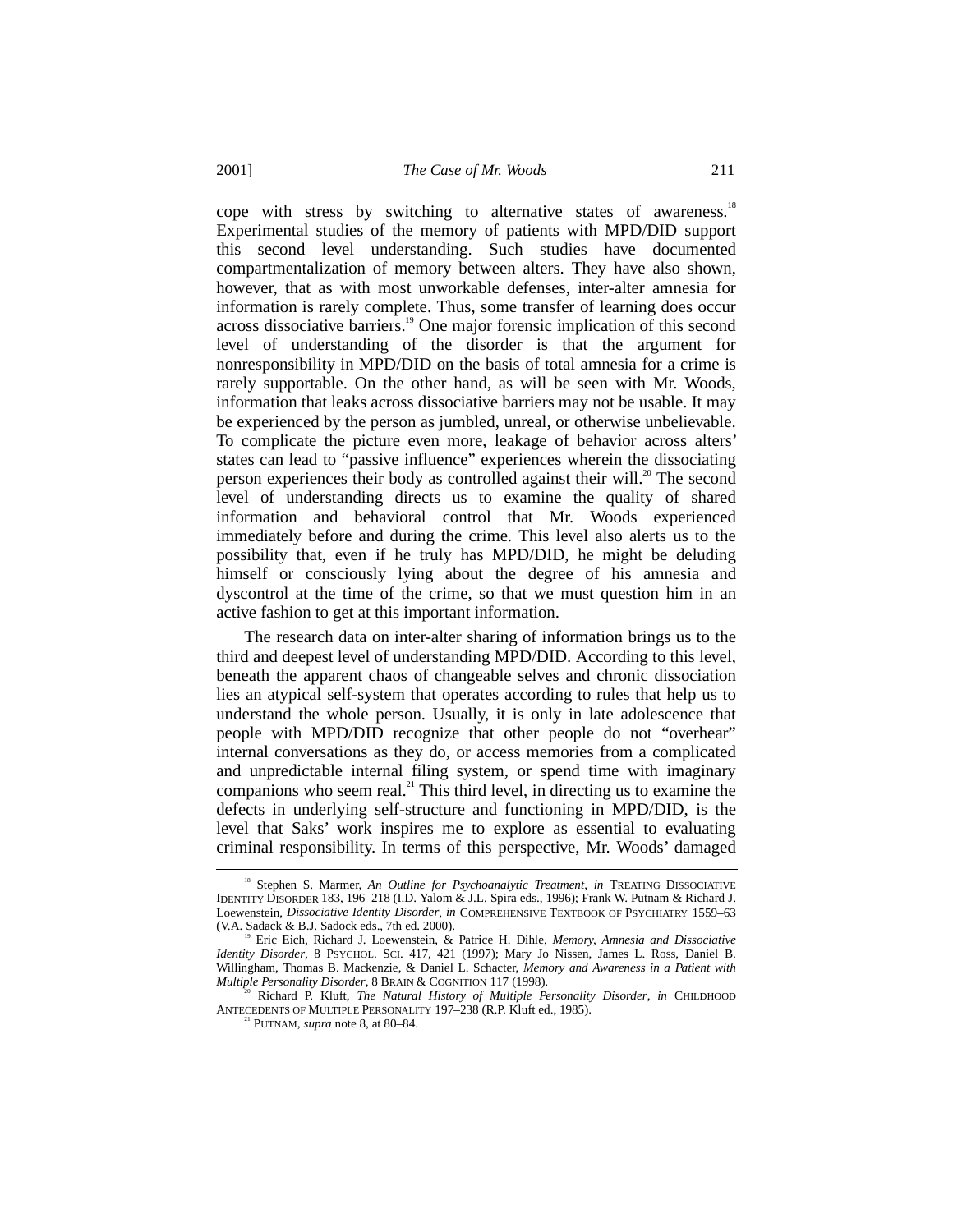cope with stress by switching to alternative states of awareness.[18] Experimental studies of the memory of patients with MPD/DID support this second level understanding. Such studies have documented compartmentalization of memory between alters. They have also shown, however, that as with most unworkable defenses, inter-alter amnesia for information is rarely complete. Thus, some transfer of learning does occur across dissociative barriers.[19] One major forensic implication of this second level of understanding of the disorder is that the argument for nonresponsibility in MPD/DID on the basis of total amnesia for a crime is rarely supportable. On the other hand, as will be seen with Mr. Woods, information that leaks across dissociative barriers may not be usable. It may be experienced by the person as jumbled, unreal, or otherwise unbelievable. To complicate the picture even more, leakage of behavior across alters' states can lead to "passive influence" experiences wherein the dissociating person experiences their body as controlled against their will.[20] The second level of understanding directs us to examine the quality of shared information and behavioral control that Mr. Woods experienced immediately before and during the crime. This level also alerts us to the possibility that, even if he truly has MPD/DID, he might be deluding himself or consciously lying about the degree of his amnesia and dyscontrol at the time of the crime, so that we must question him in an active fashion to get at this important information.

The research data on inter-alter sharing of information brings us to the third and deepest level of understanding MPD/DID. According to this level, beneath the apparent chaos of changeable selves and chronic dissociation lies an atypical self-system that operates according to rules that help us to understand the whole person. Usually, it is only in late adolescence that people with MPD/DID recognize that other people do not "overhear" internal conversations as they do, or access memories from a complicated and unpredictable internal filing system, or spend time with imaginary companions who seem real.[21] This third level, in directing us to examine the defects in underlying self-structure and functioning in MPD/DID, is the level that Saks' work inspires me to explore as essential to evaluating criminal responsibility. In terms of this perspective, Mr. Woods' damaged

---

[18] Stephen S. Marmer, *An Outline for Psychoanalytic Treatment*, *in* TREATING DISSOCIATIVE IDENTITY DISORDER 183, 196–218 (I.D. Yalom & J.L. Spira eds., 1996); Frank W. Putnam & Richard J. Loewenstein, *Dissociative Identity Disorder*, *in* COMPREHENSIVE TEXTBOOK OF PSYCHIATRY 1559–63 (V.A. Sadack & B.J. Sadock eds., 7th ed. 2000).

[19] Eric Eich, Richard J. Loewenstein, & Patrice H. Dihle, *Memory, Amnesia and Dissociative Identity Disorder*, 8 PSYCHOL. SCI. 417, 421 (1997); Mary Jo Nissen, James L. Ross, Daniel B. Willingham, Thomas B. Mackenzie, & Daniel L. Schacter, *Memory and Awareness in a Patient with Multiple Personality Disorder*, 8 BRAIN & COGNITION 117 (1998).

[20] Richard P. Kluft, *The Natural History of Multiple Personality Disorder*, *in* CHILDHOOD ANTECEDENTS OF MULTIPLE PERSONALITY 197–238 (R.P. Kluft ed., 1985).

[21] PUTNAM, *supra* note 8, at 80–84.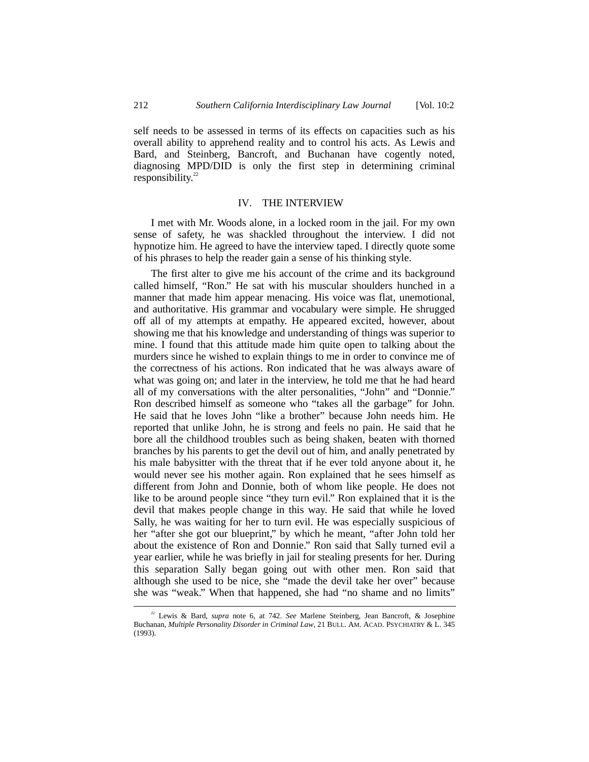self needs to be assessed in terms of its effects on capacities such as his overall ability to apprehend reality and to control his acts. As Lewis and Bard, and Steinberg, Bancroft, and Buchanan have cogently noted, diagnosing MPD/DID is only the first step in determining criminal responsibility.[22]

## IV. THE INTERVIEW

I met with Mr. Woods alone, in a locked room in the jail. For my own sense of safety, he was shackled throughout the interview. I did not hypnotize him. He agreed to have the interview taped. I directly quote some of his phrases to help the reader gain a sense of his thinking style.

The first alter to give me his account of the crime and its background called himself, "Ron." He sat with his muscular shoulders hunched in a manner that made him appear menacing. His voice was flat, unemotional, and authoritative. His grammar and vocabulary were simple. He shrugged off all of my attempts at empathy. He appeared excited, however, about showing me that his knowledge and understanding of things was superior to mine. I found that this attitude made him quite open to talking about the murders since he wished to explain things to me in order to convince me of the correctness of his actions. Ron indicated that he was always aware of what was going on; and later in the interview, he told me that he had heard all of my conversations with the alter personalities, "John" and "Donnie." Ron described himself as someone who "takes all the garbage" for John. He said that he loves John "like a brother" because John needs him. He reported that unlike John, he is strong and feels no pain. He said that he bore all the childhood troubles such as being shaken, beaten with thorned branches by his parents to get the devil out of him, and anally penetrated by his male babysitter with the threat that if he ever told anyone about it, he would never see his mother again. Ron explained that he sees himself as different from John and Donnie, both of whom like people. He does not like to be around people since "they turn evil." Ron explained that it is the devil that makes people change in this way. He said that while he loved Sally, he was waiting for her to turn evil. He was especially suspicious of her "after she got our blueprint," by which he meant, "after John told her about the existence of Ron and Donnie." Ron said that Sally turned evil a year earlier, while he was briefly in jail for stealing presents for her. During this separation Sally began going out with other men. Ron said that although she used to be nice, she "made the devil take her over" because she was "weak." When that happened, she had "no shame and no limits"

---

[22] Lewis & Bard, *supra* note 6, at 742. *See* Marlene Steinberg, Jean Bancroft, & Josephine Buchanan, *Multiple Personality Disorder in Criminal Law*, 21 BULL. AM. ACAD. PSYCHIATRY & L. 345 (1993).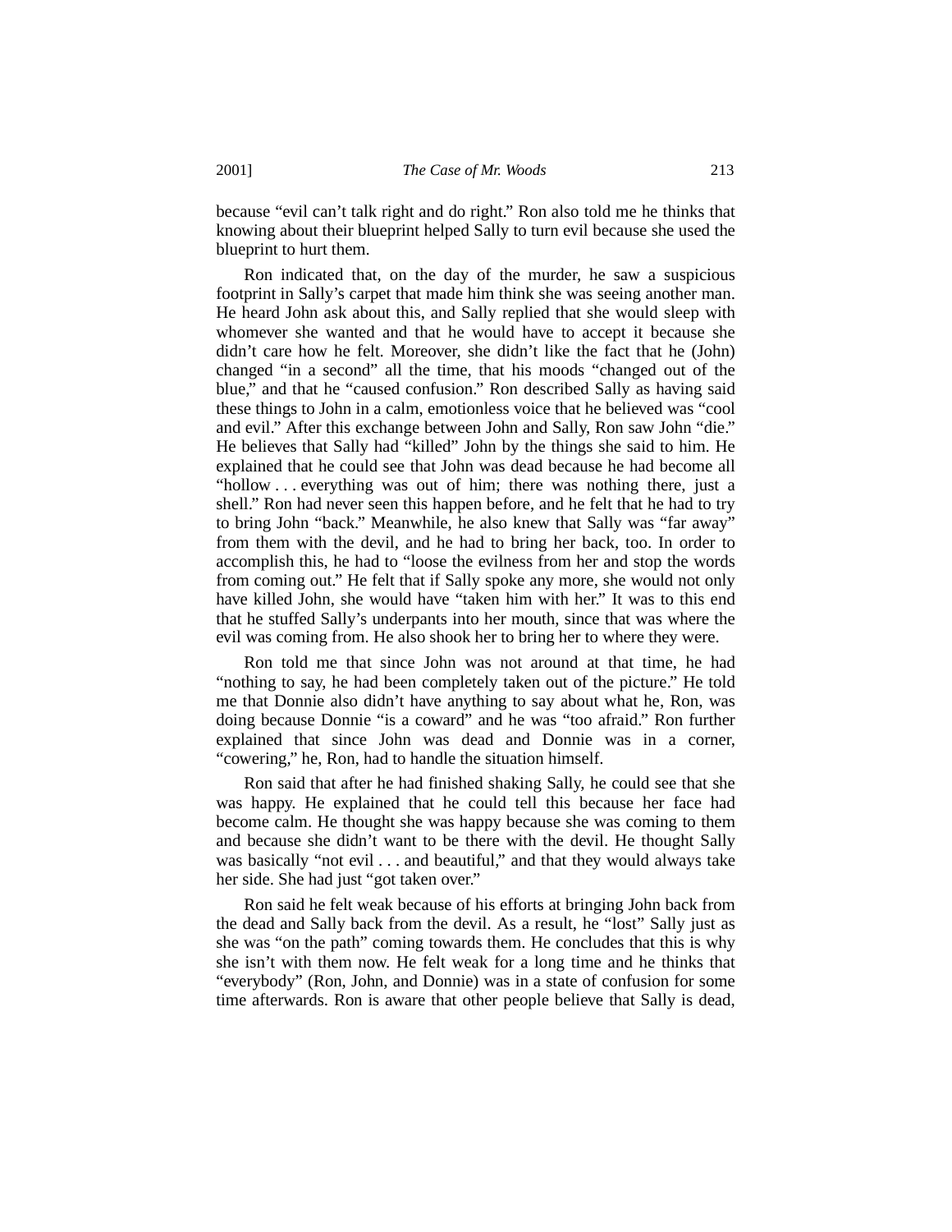because "evil can't talk right and do right." Ron also told me he thinks that knowing about their blueprint helped Sally to turn evil because she used the blueprint to hurt them.

Ron indicated that, on the day of the murder, he saw a suspicious footprint in Sally's carpet that made him think she was seeing another man. He heard John ask about this, and Sally replied that she would sleep with whomever she wanted and that he would have to accept it because she didn't care how he felt. Moreover, she didn't like the fact that he (John) changed "in a second" all the time, that his moods "changed out of the blue," and that he "caused confusion." Ron described Sally as having said these things to John in a calm, emotionless voice that he believed was "cool and evil." After this exchange between John and Sally, Ron saw John "die." He believes that Sally had "killed" John by the things she said to him. He explained that he could see that John was dead because he had become all "hollow . . . everything was out of him; there was nothing there, just a shell." Ron had never seen this happen before, and he felt that he had to try to bring John "back." Meanwhile, he also knew that Sally was "far away" from them with the devil, and he had to bring her back, too. In order to accomplish this, he had to "loose the evilness from her and stop the words from coming out." He felt that if Sally spoke any more, she would not only have killed John, she would have "taken him with her." It was to this end that he stuffed Sally's underpants into her mouth, since that was where the evil was coming from. He also shook her to bring her to where they were.

Ron told me that since John was not around at that time, he had "nothing to say, he had been completely taken out of the picture." He told me that Donnie also didn't have anything to say about what he, Ron, was doing because Donnie "is a coward" and he was "too afraid." Ron further explained that since John was dead and Donnie was in a corner, "cowering," he, Ron, had to handle the situation himself.

Ron said that after he had finished shaking Sally, he could see that she was happy. He explained that he could tell this because her face had become calm. He thought she was happy because she was coming to them and because she didn't want to be there with the devil. He thought Sally was basically "not evil . . . and beautiful," and that they would always take her side. She had just "got taken over."

Ron said he felt weak because of his efforts at bringing John back from the dead and Sally back from the devil. As a result, he "lost" Sally just as she was "on the path" coming towards them. He concludes that this is why she isn't with them now. He felt weak for a long time and he thinks that "everybody" (Ron, John, and Donnie) was in a state of confusion for some time afterwards. Ron is aware that other people believe that Sally is dead,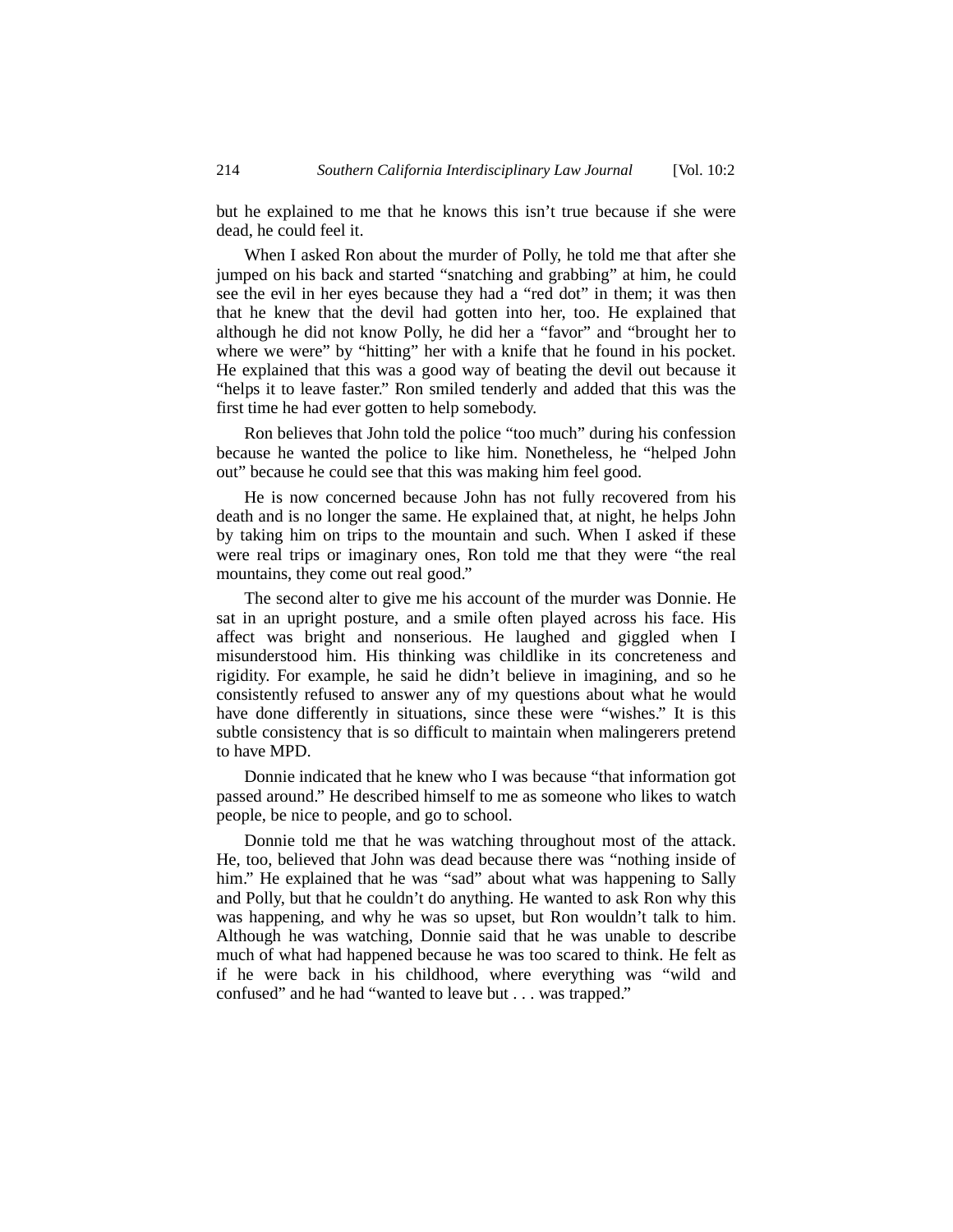but he explained to me that he knows this isn't true because if she were dead, he could feel it.

When I asked Ron about the murder of Polly, he told me that after she jumped on his back and started "snatching and grabbing" at him, he could see the evil in her eyes because they had a "red dot" in them; it was then that he knew that the devil had gotten into her, too. He explained that although he did not know Polly, he did her a "favor" and "brought her to where we were" by "hitting" her with a knife that he found in his pocket. He explained that this was a good way of beating the devil out because it "helps it to leave faster." Ron smiled tenderly and added that this was the first time he had ever gotten to help somebody.

Ron believes that John told the police "too much" during his confession because he wanted the police to like him. Nonetheless, he "helped John out" because he could see that this was making him feel good.

He is now concerned because John has not fully recovered from his death and is no longer the same. He explained that, at night, he helps John by taking him on trips to the mountain and such. When I asked if these were real trips or imaginary ones, Ron told me that they were "the real mountains, they come out real good."

The second alter to give me his account of the murder was Donnie. He sat in an upright posture, and a smile often played across his face. His affect was bright and nonserious. He laughed and giggled when I misunderstood him. His thinking was childlike in its concreteness and rigidity. For example, he said he didn't believe in imagining, and so he consistently refused to answer any of my questions about what he would have done differently in situations, since these were "wishes." It is this subtle consistency that is so difficult to maintain when malingerers pretend to have MPD.

Donnie indicated that he knew who I was because "that information got passed around." He described himself to me as someone who likes to watch people, be nice to people, and go to school.

Donnie told me that he was watching throughout most of the attack. He, too, believed that John was dead because there was "nothing inside of him." He explained that he was "sad" about what was happening to Sally and Polly, but that he couldn't do anything. He wanted to ask Ron why this was happening, and why he was so upset, but Ron wouldn't talk to him. Although he was watching, Donnie said that he was unable to describe much of what had happened because he was too scared to think. He felt as if he were back in his childhood, where everything was "wild and confused" and he had "wanted to leave but . . . was trapped."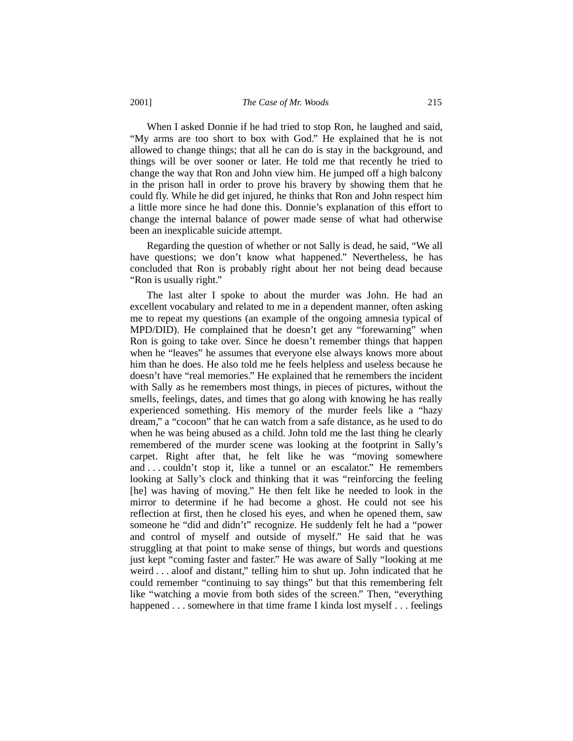When I asked Donnie if he had tried to stop Ron, he laughed and said, "My arms are too short to box with God." He explained that he is not allowed to change things; that all he can do is stay in the background, and things will be over sooner or later. He told me that recently he tried to change the way that Ron and John view him. He jumped off a high balcony in the prison hall in order to prove his bravery by showing them that he could fly. While he did get injured, he thinks that Ron and John respect him a little more since he had done this. Donnie's explanation of this effort to change the internal balance of power made sense of what had otherwise been an inexplicable suicide attempt.

Regarding the question of whether or not Sally is dead, he said, "We all have questions; we don't know what happened." Nevertheless, he has concluded that Ron is probably right about her not being dead because "Ron is usually right."

The last alter I spoke to about the murder was John. He had an excellent vocabulary and related to me in a dependent manner, often asking me to repeat my questions (an example of the ongoing amnesia typical of MPD/DID). He complained that he doesn't get any "forewarning" when Ron is going to take over. Since he doesn't remember things that happen when he "leaves" he assumes that everyone else always knows more about him than he does. He also told me he feels helpless and useless because he doesn't have "real memories." He explained that he remembers the incident with Sally as he remembers most things, in pieces of pictures, without the smells, feelings, dates, and times that go along with knowing he has really experienced something. His memory of the murder feels like a "hazy dream," a "cocoon" that he can watch from a safe distance, as he used to do when he was being abused as a child. John told me the last thing he clearly remembered of the murder scene was looking at the footprint in Sally's carpet. Right after that, he felt like he was "moving somewhere and . . . couldn't stop it, like a tunnel or an escalator." He remembers looking at Sally's clock and thinking that it was "reinforcing the feeling [he] was having of moving." He then felt like he needed to look in the mirror to determine if he had become a ghost. He could not see his reflection at first, then he closed his eyes, and when he opened them, saw someone he "did and didn't" recognize. He suddenly felt he had a "power and control of myself and outside of myself." He said that he was struggling at that point to make sense of things, but words and questions just kept "coming faster and faster." He was aware of Sally "looking at me weird . . . aloof and distant," telling him to shut up. John indicated that he could remember "continuing to say things" but that this remembering felt like "watching a movie from both sides of the screen." Then, "everything happened . . . somewhere in that time frame I kinda lost myself . . . feelings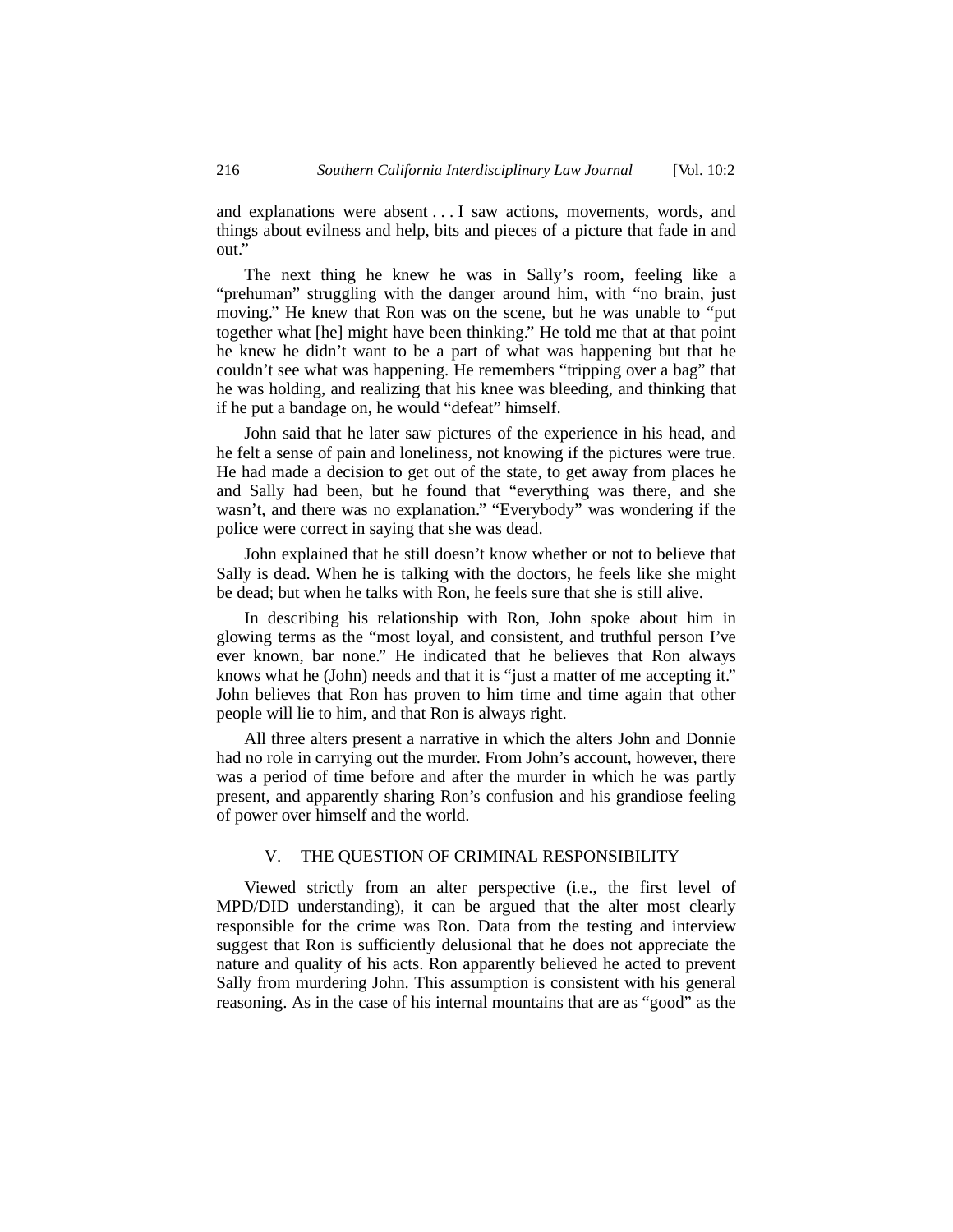and explanations were absent . . . I saw actions, movements, words, and things about evilness and help, bits and pieces of a picture that fade in and out."

The next thing he knew he was in Sally's room, feeling like a "prehuman" struggling with the danger around him, with "no brain, just moving." He knew that Ron was on the scene, but he was unable to "put together what [he] might have been thinking." He told me that at that point he knew he didn't want to be a part of what was happening but that he couldn't see what was happening. He remembers "tripping over a bag" that he was holding, and realizing that his knee was bleeding, and thinking that if he put a bandage on, he would "defeat" himself.

John said that he later saw pictures of the experience in his head, and he felt a sense of pain and loneliness, not knowing if the pictures were true. He had made a decision to get out of the state, to get away from places he and Sally had been, but he found that "everything was there, and she wasn't, and there was no explanation." "Everybody" was wondering if the police were correct in saying that she was dead.

John explained that he still doesn't know whether or not to believe that Sally is dead. When he is talking with the doctors, he feels like she might be dead; but when he talks with Ron, he feels sure that she is still alive.

In describing his relationship with Ron, John spoke about him in glowing terms as the "most loyal, and consistent, and truthful person I've ever known, bar none." He indicated that he believes that Ron always knows what he (John) needs and that it is "just a matter of me accepting it." John believes that Ron has proven to him time and time again that other people will lie to him, and that Ron is always right.

All three alters present a narrative in which the alters John and Donnie had no role in carrying out the murder. From John's account, however, there was a period of time before and after the murder in which he was partly present, and apparently sharing Ron's confusion and his grandiose feeling of power over himself and the world.

## V. THE QUESTION OF CRIMINAL RESPONSIBILITY

Viewed strictly from an alter perspective (i.e., the first level of MPD/DID understanding), it can be argued that the alter most clearly responsible for the crime was Ron. Data from the testing and interview suggest that Ron is sufficiently delusional that he does not appreciate the nature and quality of his acts. Ron apparently believed he acted to prevent Sally from murdering John. This assumption is consistent with his general reasoning. As in the case of his internal mountains that are as "good" as the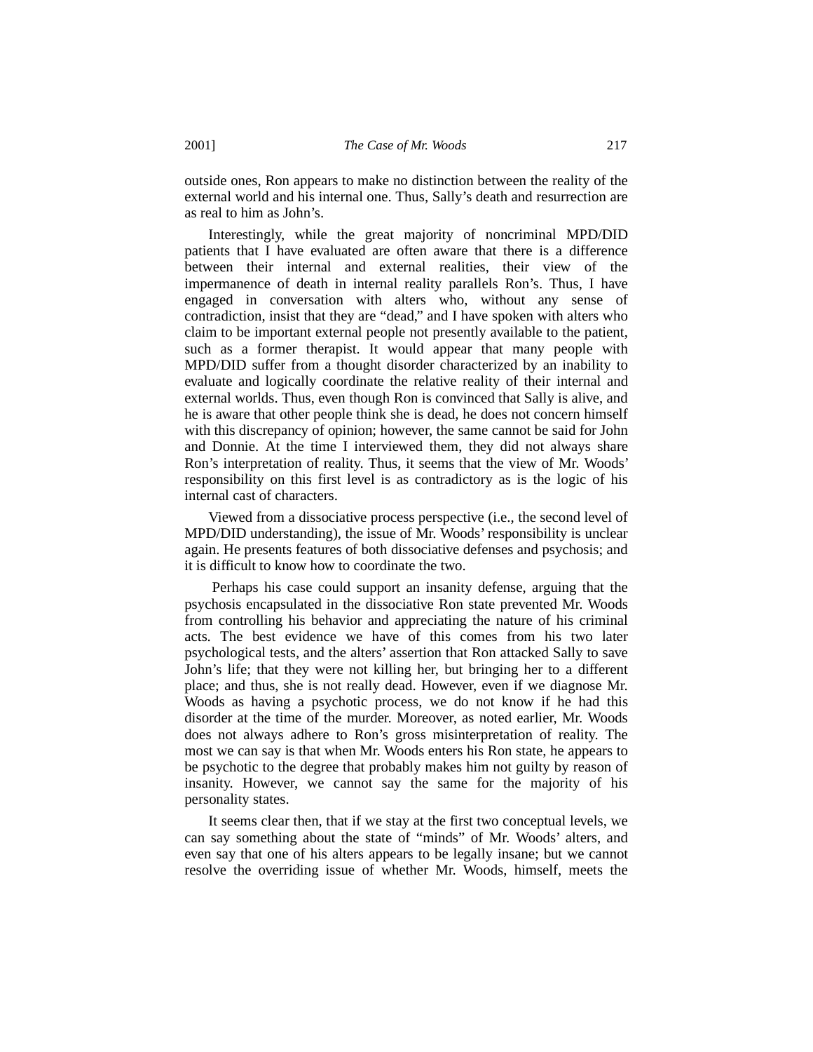outside ones, Ron appears to make no distinction between the reality of the external world and his internal one. Thus, Sally's death and resurrection are as real to him as John's.

Interestingly, while the great majority of noncriminal MPD/DID patients that I have evaluated are often aware that there is a difference between their internal and external realities, their view of the impermanence of death in internal reality parallels Ron's. Thus, I have engaged in conversation with alters who, without any sense of contradiction, insist that they are "dead," and I have spoken with alters who claim to be important external people not presently available to the patient, such as a former therapist. It would appear that many people with MPD/DID suffer from a thought disorder characterized by an inability to evaluate and logically coordinate the relative reality of their internal and external worlds. Thus, even though Ron is convinced that Sally is alive, and he is aware that other people think she is dead, he does not concern himself with this discrepancy of opinion; however, the same cannot be said for John and Donnie. At the time I interviewed them, they did not always share Ron's interpretation of reality. Thus, it seems that the view of Mr. Woods' responsibility on this first level is as contradictory as is the logic of his internal cast of characters.

Viewed from a dissociative process perspective (i.e., the second level of MPD/DID understanding), the issue of Mr. Woods' responsibility is unclear again. He presents features of both dissociative defenses and psychosis; and it is difficult to know how to coordinate the two.

Perhaps his case could support an insanity defense, arguing that the psychosis encapsulated in the dissociative Ron state prevented Mr. Woods from controlling his behavior and appreciating the nature of his criminal acts. The best evidence we have of this comes from his two later psychological tests, and the alters' assertion that Ron attacked Sally to save John's life; that they were not killing her, but bringing her to a different place; and thus, she is not really dead. However, even if we diagnose Mr. Woods as having a psychotic process, we do not know if he had this disorder at the time of the murder. Moreover, as noted earlier, Mr. Woods does not always adhere to Ron's gross misinterpretation of reality. The most we can say is that when Mr. Woods enters his Ron state, he appears to be psychotic to the degree that probably makes him not guilty by reason of insanity. However, we cannot say the same for the majority of his personality states.

It seems clear then, that if we stay at the first two conceptual levels, we can say something about the state of "minds" of Mr. Woods' alters, and even say that one of his alters appears to be legally insane; but we cannot resolve the overriding issue of whether Mr. Woods, himself, meets the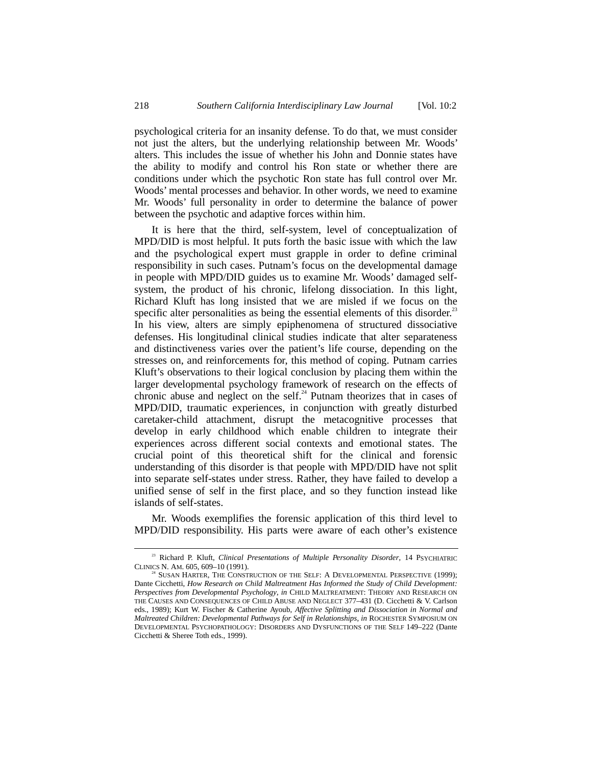psychological criteria for an insanity defense. To do that, we must consider not just the alters, but the underlying relationship between Mr. Woods' alters. This includes the issue of whether his John and Donnie states have the ability to modify and control his Ron state or whether there are conditions under which the psychotic Ron state has full control over Mr. Woods' mental processes and behavior. In other words, we need to examine Mr. Woods' full personality in order to determine the balance of power between the psychotic and adaptive forces within him.

It is here that the third, self-system, level of conceptualization of MPD/DID is most helpful. It puts forth the basic issue with which the law and the psychological expert must grapple in order to define criminal responsibility in such cases. Putnam's focus on the developmental damage in people with MPD/DID guides us to examine Mr. Woods' damaged self-system, the product of his chronic, lifelong dissociation. In this light, Richard Kluft has long insisted that we are misled if we focus on the specific alter personalities as being the essential elements of this disorder.[23] In his view, alters are simply epiphenomena of structured dissociative defenses. His longitudinal clinical studies indicate that alter separateness and distinctiveness varies over the patient's life course, depending on the stresses on, and reinforcements for, this method of coping. Putnam carries Kluft's observations to their logical conclusion by placing them within the larger developmental psychology framework of research on the effects of chronic abuse and neglect on the self.[24] Putnam theorizes that in cases of MPD/DID, traumatic experiences, in conjunction with greatly disturbed caretaker-child attachment, disrupt the metacognitive processes that develop in early childhood which enable children to integrate their experiences across different social contexts and emotional states. The crucial point of this theoretical shift for the clinical and forensic understanding of this disorder is that people with MPD/DID have not split into separate self-states under stress. Rather, they have failed to develop a unified sense of self in the first place, and so they function instead like islands of self-states.

Mr. Woods exemplifies the forensic application of this third level to MPD/DID responsibility. His parts were aware of each other's existence

---

[23] Richard P. Kluft, *Clinical Presentations of Multiple Personality Disorder*, 14 PSYCHIATRIC CLINICS N. AM. 605, 609–10 (1991).

[24] SUSAN HARTER, THE CONSTRUCTION OF THE SELF: A DEVELOPMENTAL PERSPECTIVE (1999); Dante Cicchetti, *How Research on Child Maltreatment Has Informed the Study of Child Development: Perspectives from Developmental Psychology*, *in* CHILD MALTREATMENT: THEORY AND RESEARCH ON THE CAUSES AND CONSEQUENCES OF CHILD ABUSE AND NEGLECT 377–431 (D. Cicchetti & V. Carlson eds., 1989); Kurt W. Fischer & Catherine Ayoub, *Affective Splitting and Dissociation in Normal and Maltreated Children: Developmental Pathways for Self in Relationships*, *in* ROCHESTER SYMPOSIUM ON DEVELOPMENTAL PSYCHOPATHOLOGY: DISORDERS AND DYSFUNCTIONS OF THE SELF 149–222 (Dante Cicchetti & Sheree Toth eds., 1999).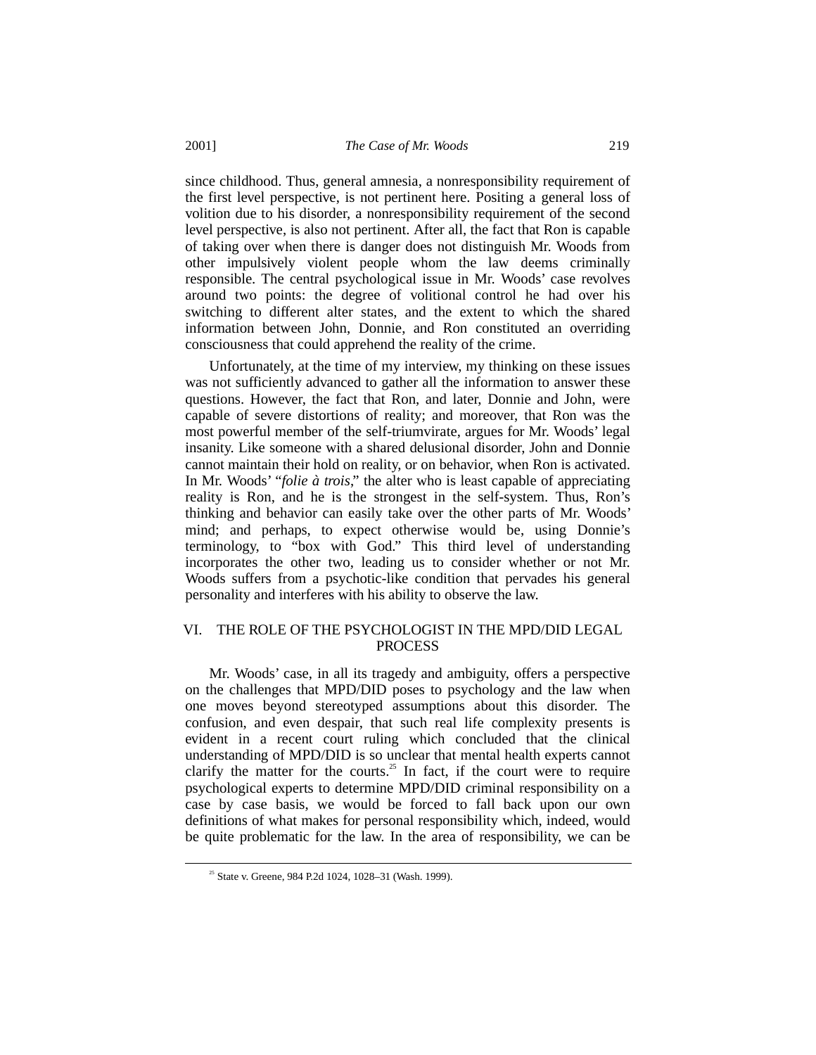since childhood. Thus, general amnesia, a nonresponsibility requirement of the first level perspective, is not pertinent here. Positing a general loss of volition due to his disorder, a nonresponsibility requirement of the second level perspective, is also not pertinent. After all, the fact that Ron is capable of taking over when there is danger does not distinguish Mr. Woods from other impulsively violent people whom the law deems criminally responsible. The central psychological issue in Mr. Woods' case revolves around two points: the degree of volitional control he had over his switching to different alter states, and the extent to which the shared information between John, Donnie, and Ron constituted an overriding consciousness that could apprehend the reality of the crime.

Unfortunately, at the time of my interview, my thinking on these issues was not sufficiently advanced to gather all the information to answer these questions. However, the fact that Ron, and later, Donnie and John, were capable of severe distortions of reality; and moreover, that Ron was the most powerful member of the self-triumvirate, argues for Mr. Woods' legal insanity. Like someone with a shared delusional disorder, John and Donnie cannot maintain their hold on reality, or on behavior, when Ron is activated. In Mr. Woods' "*folie à trois*," the alter who is least capable of appreciating reality is Ron, and he is the strongest in the self-system. Thus, Ron's thinking and behavior can easily take over the other parts of Mr. Woods' mind; and perhaps, to expect otherwise would be, using Donnie's terminology, to "box with God." This third level of understanding incorporates the other two, leading us to consider whether or not Mr. Woods suffers from a psychotic-like condition that pervades his general personality and interferes with his ability to observe the law.

## VI. THE ROLE OF THE PSYCHOLOGIST IN THE MPD/DID LEGAL PROCESS

Mr. Woods' case, in all its tragedy and ambiguity, offers a perspective on the challenges that MPD/DID poses to psychology and the law when one moves beyond stereotyped assumptions about this disorder. The confusion, and even despair, that such real life complexity presents is evident in a recent court ruling which concluded that the clinical understanding of MPD/DID is so unclear that mental health experts cannot clarify the matter for the courts.[25] In fact, if the court were to require psychological experts to determine MPD/DID criminal responsibility on a case by case basis, we would be forced to fall back upon our own definitions of what makes for personal responsibility which, indeed, would be quite problematic for the law. In the area of responsibility, we can be

---

[25] State v. Greene, 984 P.2d 1024, 1028–31 (Wash. 1999).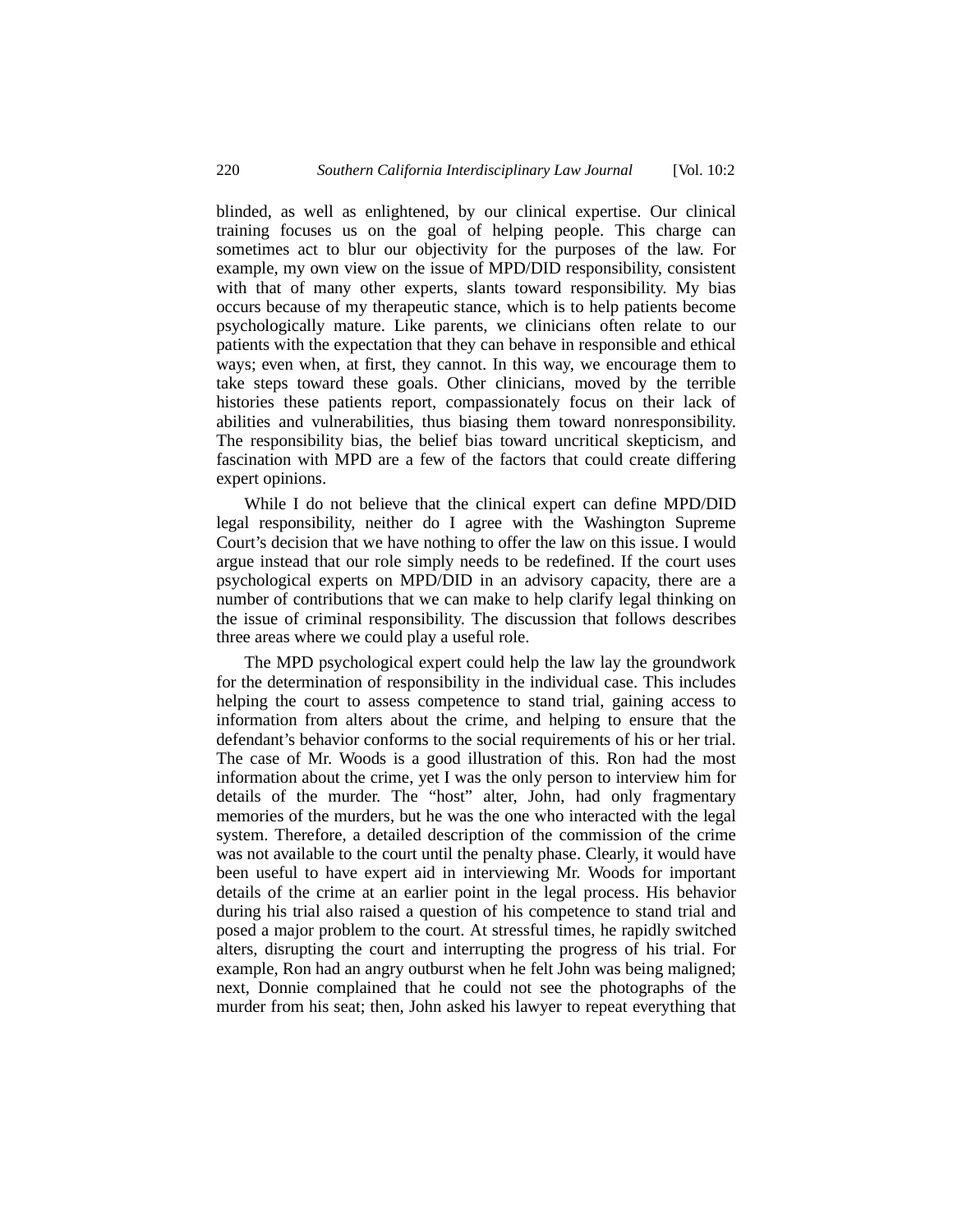blinded, as well as enlightened, by our clinical expertise. Our clinical training focuses us on the goal of helping people. This charge can sometimes act to blur our objectivity for the purposes of the law. For example, my own view on the issue of MPD/DID responsibility, consistent with that of many other experts, slants toward responsibility. My bias occurs because of my therapeutic stance, which is to help patients become psychologically mature. Like parents, we clinicians often relate to our patients with the expectation that they can behave in responsible and ethical ways; even when, at first, they cannot. In this way, we encourage them to take steps toward these goals. Other clinicians, moved by the terrible histories these patients report, compassionately focus on their lack of abilities and vulnerabilities, thus biasing them toward nonresponsibility. The responsibility bias, the belief bias toward uncritical skepticism, and fascination with MPD are a few of the factors that could create differing expert opinions.

While I do not believe that the clinical expert can define MPD/DID legal responsibility, neither do I agree with the Washington Supreme Court's decision that we have nothing to offer the law on this issue. I would argue instead that our role simply needs to be redefined. If the court uses psychological experts on MPD/DID in an advisory capacity, there are a number of contributions that we can make to help clarify legal thinking on the issue of criminal responsibility. The discussion that follows describes three areas where we could play a useful role.

The MPD psychological expert could help the law lay the groundwork for the determination of responsibility in the individual case. This includes helping the court to assess competence to stand trial, gaining access to information from alters about the crime, and helping to ensure that the defendant's behavior conforms to the social requirements of his or her trial. The case of Mr. Woods is a good illustration of this. Ron had the most information about the crime, yet I was the only person to interview him for details of the murder. The "host" alter, John, had only fragmentary memories of the murders, but he was the one who interacted with the legal system. Therefore, a detailed description of the commission of the crime was not available to the court until the penalty phase. Clearly, it would have been useful to have expert aid in interviewing Mr. Woods for important details of the crime at an earlier point in the legal process. His behavior during his trial also raised a question of his competence to stand trial and posed a major problem to the court. At stressful times, he rapidly switched alters, disrupting the court and interrupting the progress of his trial. For example, Ron had an angry outburst when he felt John was being maligned; next, Donnie complained that he could not see the photographs of the murder from his seat; then, John asked his lawyer to repeat everything that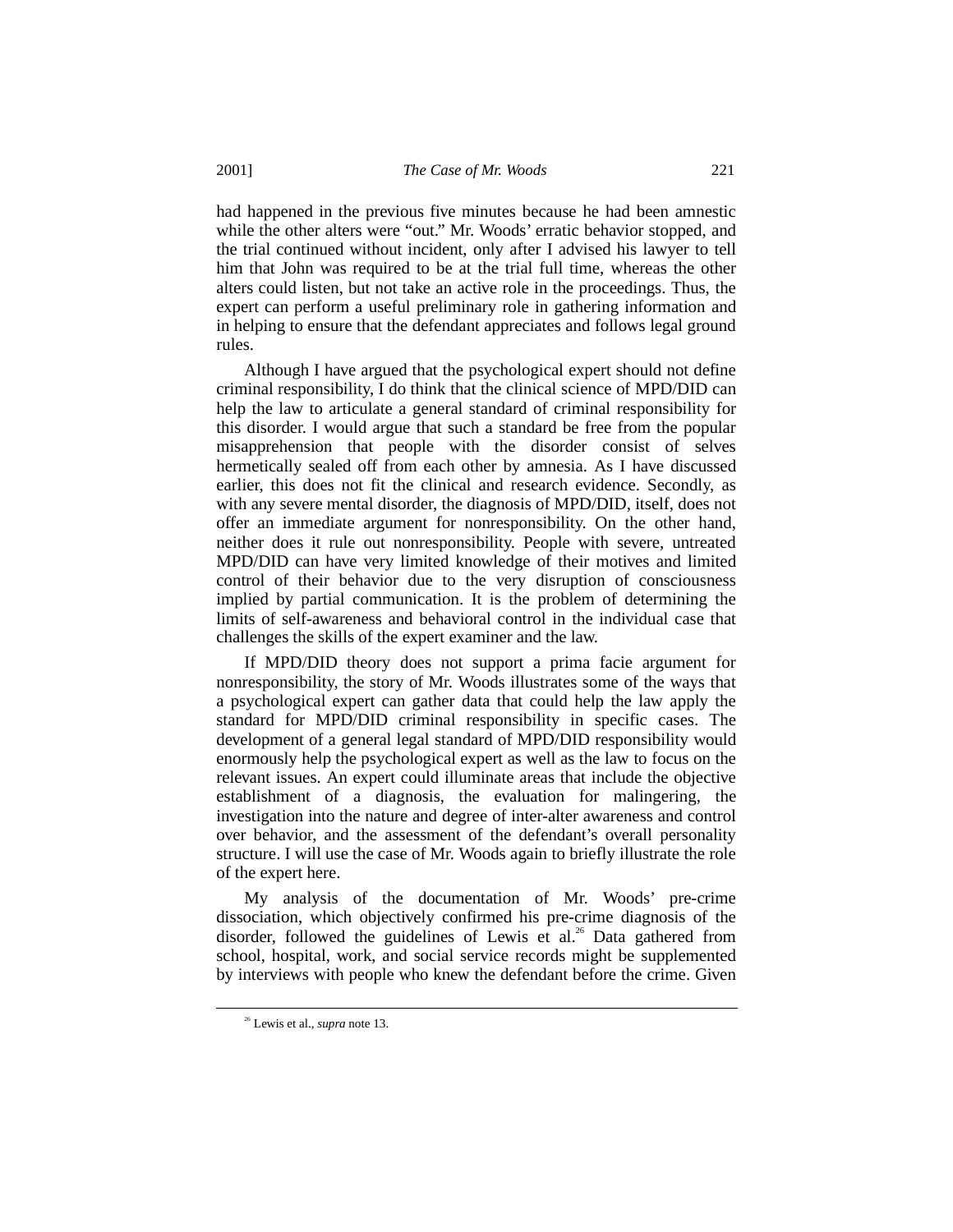had happened in the previous five minutes because he had been amnestic while the other alters were "out." Mr. Woods' erratic behavior stopped, and the trial continued without incident, only after I advised his lawyer to tell him that John was required to be at the trial full time, whereas the other alters could listen, but not take an active role in the proceedings. Thus, the expert can perform a useful preliminary role in gathering information and in helping to ensure that the defendant appreciates and follows legal ground rules.

Although I have argued that the psychological expert should not define criminal responsibility, I do think that the clinical science of MPD/DID can help the law to articulate a general standard of criminal responsibility for this disorder. I would argue that such a standard be free from the popular misapprehension that people with the disorder consist of selves hermetically sealed off from each other by amnesia. As I have discussed earlier, this does not fit the clinical and research evidence. Secondly, as with any severe mental disorder, the diagnosis of MPD/DID, itself, does not offer an immediate argument for nonresponsibility. On the other hand, neither does it rule out nonresponsibility. People with severe, untreated MPD/DID can have very limited knowledge of their motives and limited control of their behavior due to the very disruption of consciousness implied by partial communication. It is the problem of determining the limits of self-awareness and behavioral control in the individual case that challenges the skills of the expert examiner and the law.

If MPD/DID theory does not support a prima facie argument for nonresponsibility, the story of Mr. Woods illustrates some of the ways that a psychological expert can gather data that could help the law apply the standard for MPD/DID criminal responsibility in specific cases. The development of a general legal standard of MPD/DID responsibility would enormously help the psychological expert as well as the law to focus on the relevant issues. An expert could illuminate areas that include the objective establishment of a diagnosis, the evaluation for malingering, the investigation into the nature and degree of inter-alter awareness and control over behavior, and the assessment of the defendant's overall personality structure. I will use the case of Mr. Woods again to briefly illustrate the role of the expert here.

My analysis of the documentation of Mr. Woods' pre-crime dissociation, which objectively confirmed his pre-crime diagnosis of the disorder, followed the guidelines of Lewis et al.[26] Data gathered from school, hospital, work, and social service records might be supplemented by interviews with people who knew the defendant before the crime. Given

---

[26] Lewis et al., *supra* note 13.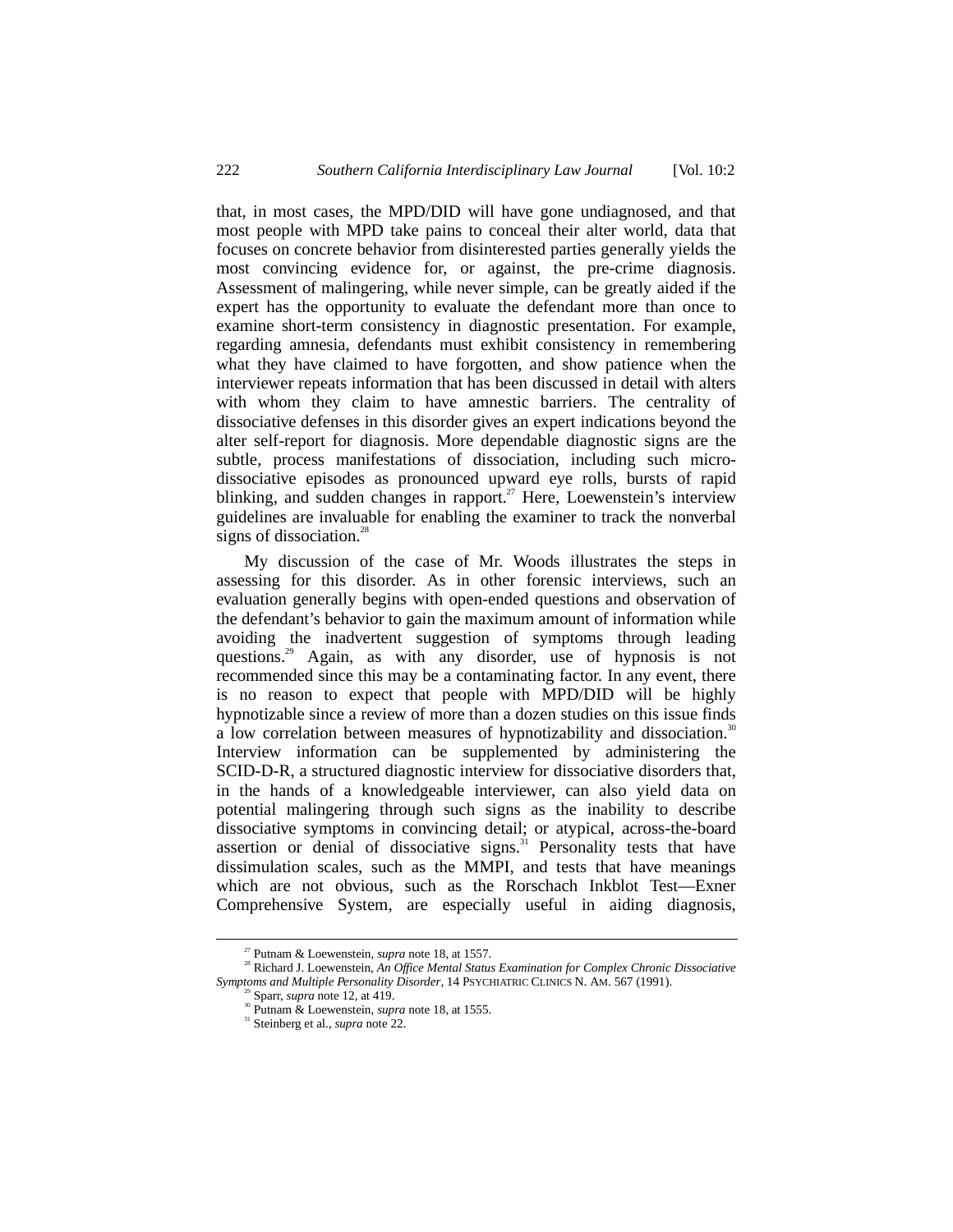that, in most cases, the MPD/DID will have gone undiagnosed, and that most people with MPD take pains to conceal their alter world, data that focuses on concrete behavior from disinterested parties generally yields the most convincing evidence for, or against, the pre-crime diagnosis. Assessment of malingering, while never simple, can be greatly aided if the expert has the opportunity to evaluate the defendant more than once to examine short-term consistency in diagnostic presentation. For example, regarding amnesia, defendants must exhibit consistency in remembering what they have claimed to have forgotten, and show patience when the interviewer repeats information that has been discussed in detail with alters with whom they claim to have amnestic barriers. The centrality of dissociative defenses in this disorder gives an expert indications beyond the alter self-report for diagnosis. More dependable diagnostic signs are the subtle, process manifestations of dissociation, including such micro-dissociative episodes as pronounced upward eye rolls, bursts of rapid blinking, and sudden changes in rapport.[27] Here, Loewenstein's interview guidelines are invaluable for enabling the examiner to track the nonverbal signs of dissociation.[28]

My discussion of the case of Mr. Woods illustrates the steps in assessing for this disorder. As in other forensic interviews, such an evaluation generally begins with open-ended questions and observation of the defendant's behavior to gain the maximum amount of information while avoiding the inadvertent suggestion of symptoms through leading questions.[29] Again, as with any disorder, use of hypnosis is not recommended since this may be a contaminating factor. In any event, there is no reason to expect that people with MPD/DID will be highly hypnotizable since a review of more than a dozen studies on this issue finds a low correlation between measures of hypnotizability and dissociation.[30] Interview information can be supplemented by administering the SCID-D-R, a structured diagnostic interview for dissociative disorders that, in the hands of a knowledgeable interviewer, can also yield data on potential malingering through such signs as the inability to describe dissociative symptoms in convincing detail; or atypical, across-the-board assertion or denial of dissociative signs.[31] Personality tests that have dissimulation scales, such as the MMPI, and tests that have meanings which are not obvious, such as the Rorschach Inkblot Test—Exner Comprehensive System, are especially useful in aiding diagnosis,

---

[27] Putnam & Loewenstein, *supra* note 18, at 1557.

[28] Richard J. Loewenstein, *An Office Mental Status Examination for Complex Chronic Dissociative Symptoms and Multiple Personality Disorder*, 14 PSYCHIATRIC CLINICS N. AM. 567 (1991).

[29] Sparr, *supra* note 12, at 419.

[30] Putnam & Loewenstein, *supra* note 18, at 1555.

[31] Steinberg et al., *supra* note 22.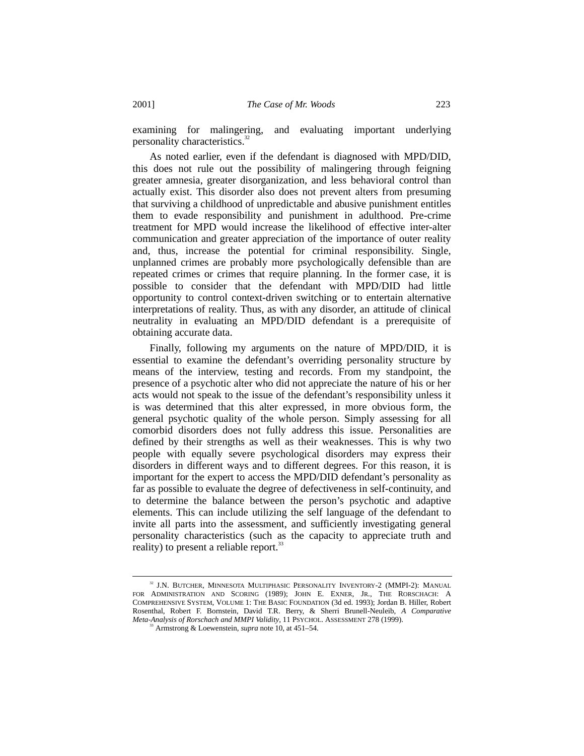examining for malingering, and evaluating important underlying personality characteristics.[32]

As noted earlier, even if the defendant is diagnosed with MPD/DID, this does not rule out the possibility of malingering through feigning greater amnesia, greater disorganization, and less behavioral control than actually exist. This disorder also does not prevent alters from presuming that surviving a childhood of unpredictable and abusive punishment entitles them to evade responsibility and punishment in adulthood. Pre-crime treatment for MPD would increase the likelihood of effective inter-alter communication and greater appreciation of the importance of outer reality and, thus, increase the potential for criminal responsibility. Single, unplanned crimes are probably more psychologically defensible than are repeated crimes or crimes that require planning. In the former case, it is possible to consider that the defendant with MPD/DID had little opportunity to control context-driven switching or to entertain alternative interpretations of reality. Thus, as with any disorder, an attitude of clinical neutrality in evaluating an MPD/DID defendant is a prerequisite of obtaining accurate data.

Finally, following my arguments on the nature of MPD/DID, it is essential to examine the defendant's overriding personality structure by means of the interview, testing and records. From my standpoint, the presence of a psychotic alter who did not appreciate the nature of his or her acts would not speak to the issue of the defendant's responsibility unless it is was determined that this alter expressed, in more obvious form, the general psychotic quality of the whole person. Simply assessing for all comorbid disorders does not fully address this issue. Personalities are defined by their strengths as well as their weaknesses. This is why two people with equally severe psychological disorders may express their disorders in different ways and to different degrees. For this reason, it is important for the expert to access the MPD/DID defendant's personality as far as possible to evaluate the degree of defectiveness in self-continuity, and to determine the balance between the person's psychotic and adaptive elements. This can include utilizing the self language of the defendant to invite all parts into the assessment, and sufficiently investigating general personality characteristics (such as the capacity to appreciate truth and reality) to present a reliable report.[33]

---

[32] J.N. BUTCHER, MINNESOTA MULTIPHASIC PERSONALITY INVENTORY-2 (MMPI-2): MANUAL FOR ADMINISTRATION AND SCORING (1989); JOHN E. EXNER, JR., THE RORSCHACH: A COMPREHENSIVE SYSTEM, VOLUME 1: THE BASIC FOUNDATION (3d ed. 1993); Jordan B. Hiller, Robert Rosenthal, Robert F. Bornstein, David T.R. Berry, & Sherri Brunell-Neuleib, *A Comparative Meta-Analysis of Rorschach and MMPI Validity*, 11 PSYCHOL. ASSESSMENT 278 (1999).

[33] Armstrong & Loewenstein, *supra* note 10, at 451–54.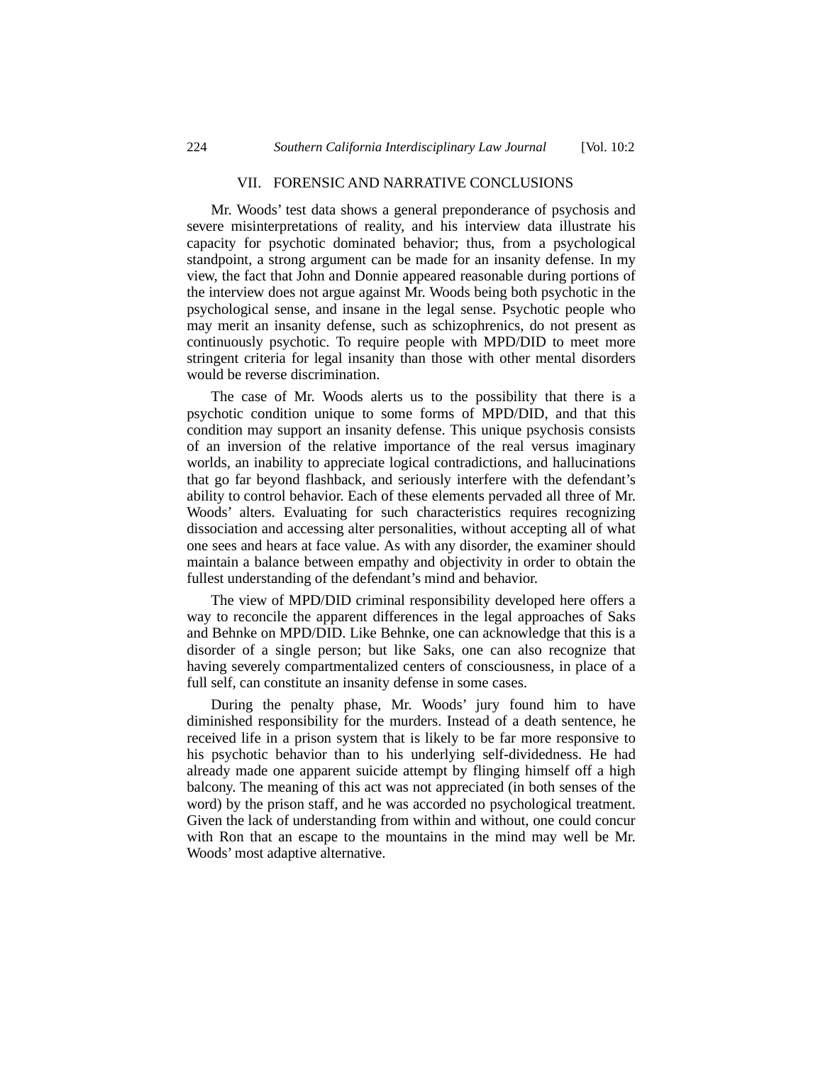## VII. FORENSIC AND NARRATIVE CONCLUSIONS

Mr. Woods' test data shows a general preponderance of psychosis and severe misinterpretations of reality, and his interview data illustrate his capacity for psychotic dominated behavior; thus, from a psychological standpoint, a strong argument can be made for an insanity defense. In my view, the fact that John and Donnie appeared reasonable during portions of the interview does not argue against Mr. Woods being both psychotic in the psychological sense, and insane in the legal sense. Psychotic people who may merit an insanity defense, such as schizophrenics, do not present as continuously psychotic. To require people with MPD/DID to meet more stringent criteria for legal insanity than those with other mental disorders would be reverse discrimination.

The case of Mr. Woods alerts us to the possibility that there is a psychotic condition unique to some forms of MPD/DID, and that this condition may support an insanity defense. This unique psychosis consists of an inversion of the relative importance of the real versus imaginary worlds, an inability to appreciate logical contradictions, and hallucinations that go far beyond flashback, and seriously interfere with the defendant's ability to control behavior. Each of these elements pervaded all three of Mr. Woods' alters. Evaluating for such characteristics requires recognizing dissociation and accessing alter personalities, without accepting all of what one sees and hears at face value. As with any disorder, the examiner should maintain a balance between empathy and objectivity in order to obtain the fullest understanding of the defendant's mind and behavior.

The view of MPD/DID criminal responsibility developed here offers a way to reconcile the apparent differences in the legal approaches of Saks and Behnke on MPD/DID. Like Behnke, one can acknowledge that this is a disorder of a single person; but like Saks, one can also recognize that having severely compartmentalized centers of consciousness, in place of a full self, can constitute an insanity defense in some cases.

During the penalty phase, Mr. Woods' jury found him to have diminished responsibility for the murders. Instead of a death sentence, he received life in a prison system that is likely to be far more responsive to his psychotic behavior than to his underlying self-dividedness. He had already made one apparent suicide attempt by flinging himself off a high balcony. The meaning of this act was not appreciated (in both senses of the word) by the prison staff, and he was accorded no psychological treatment. Given the lack of understanding from within and without, one could concur with Ron that an escape to the mountains in the mind may well be Mr. Woods' most adaptive alternative.